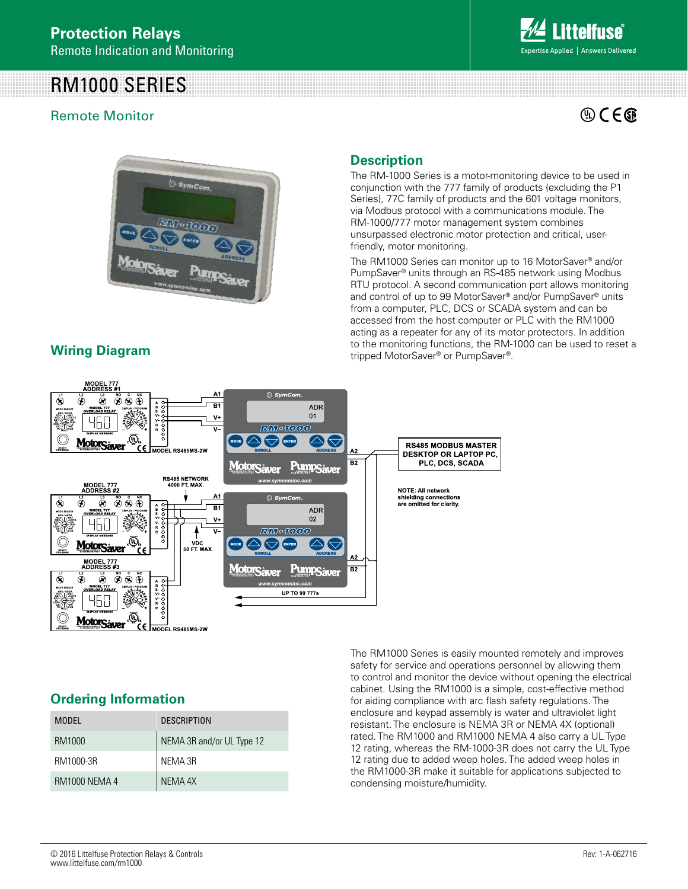# Protection Relays

Remote Indication and Monitoring

# RM1000 SERIES

## Remote Monitor

## Description

The RM-1000 Series is a motor-monitoring device to be used in conjunction with the 777 family of products (excluding the P1 Series), 77C family of products and the 601 voltage monitors, via Modbus protocol with a communications module. The RM-1000/777 motor management system combines unsurpassed electronic motor protection and critical, user-friendly, motor monitoring.

The RM1000 Series can monitor up to 16 MotorSaver® and/or PumpSaver® units through an RS-485 network using Modbus RTU protocol. A second communication port allows monitoring and control of up to 99 MotorSaver® and/or PumpSaver® units from a computer, PLC, DCS or SCADA system and can be accessed from the host computer or PLC with the RM1000 acting as a repeater for any of its motor protectors. In addition to the monitoring functions, the RM-1000 can be used to reset a tripped MotorSaver® or PumpSaver®.

## Wiring Diagram

The RM1000 Series is easily mounted remotely and improves safety for service and operations personnel by allowing them to control and monitor the device without opening the electrical cabinet. Using the RM1000 is a simple, cost-effective method for aiding compliance with arc flash safety regulations. The enclosure and keypad assembly is water and ultraviolet light resistant. The enclosure is NEMA 3R or NEMA 4X (optional) rated. The RM1000 and RM1000 NEMA 4 also carry a UL Type 12 rating, whereas the RM-1000-3R does not carry the UL Type 12 rating due to added weep holes. The added weep holes in the RM1000-3R make it suitable for applications subjected to condensing moisture/humidity.

## Ordering Information

| MODEL | DESCRIPTION |
|---|---|
| RM1000 | NEMA 3R and/or UL Type 12 |
| RM1000-3R | NEMA 3R |
| RM1000 NEMA 4 | NEMA 4X |

© 2016 Littelfuse Protection Relays & Controls
www.littelfuse.com/rm1000

Rev: 1-A-062716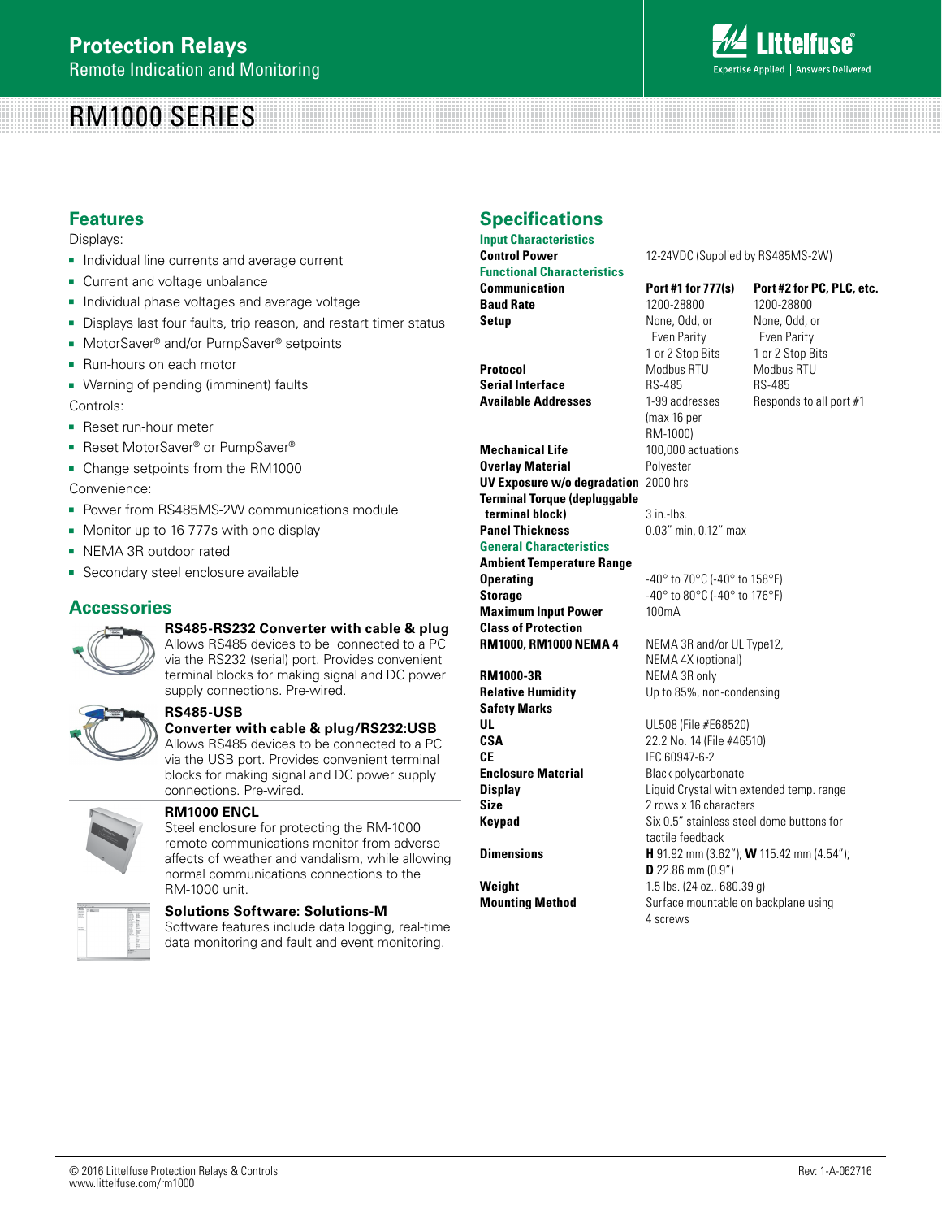# Protection Relays

Remote Indication and Monitoring

# RM1000 SERIES

## Features

Displays:

- Individual line currents and average current
- Current and voltage unbalance
- Individual phase voltages and average voltage
- Displays last four faults, trip reason, and restart timer status
- MotorSaver® and/or PumpSaver® setpoints
- Run-hours on each motor
- Warning of pending (imminent) faults

Controls:

- Reset run-hour meter
- Reset MotorSaver® or PumpSaver®
- Change setpoints from the RM1000

Convenience:

- Power from RS485MS-2W communications module
- Monitor up to 16 777s with one display
- NEMA 3R outdoor rated
- Secondary steel enclosure available

## Accessories

**RS485-RS232 Converter with cable & plug**
Allows RS485 devices to be connected to a PC via the RS232 (serial) port. Provides convenient terminal blocks for making signal and DC power supply connections. Pre-wired.

**RS485-USB Converter with cable & plug/RS232:USB**
Allows RS485 devices to be connected to a PC via the USB port. Provides convenient terminal blocks for making signal and DC power supply connections. Pre-wired.

**RM1000 ENCL**
Steel enclosure for protecting the RM-1000 remote communications monitor from adverse affects of weather and vandalism, while allowing normal communications connections to the RM-1000 unit.

**Solutions Software: Solutions-M**
Software features include data logging, real-time data monitoring and fault and event monitoring.

## Specifications

### Input Characteristics

| | | |
|---|---|---|
| **Control Power** | 12-24VDC (Supplied by RS485MS-2W) | |

### Functional Characteristics

| | | |
|---|---|---|
| **Communication** | **Port #1 for 777(s)** | **Port #2 for PC, PLC, etc.** |
| **Baud Rate** | 1200-28800 | 1200-28800 |
| **Setup** | None, Odd, or Even Parity; 1 or 2 Stop Bits | None, Odd, or Even Parity; 1 or 2 Stop Bits |
| **Protocol** | Modbus RTU | Modbus RTU |
| **Serial Interface** | RS-485 | RS-485 |
| **Available Addresses** | 1-99 addresses (max 16 per RM-1000) | Responds to all port #1 |
| **Mechanical Life** | 100,000 actuations | |
| **Overlay Material** | Polyester | |
| **UV Exposure w/o degradation** | 2000 hrs | |
| **Terminal Torque (depluggable terminal block)** | 3 in.-lbs. | |
| **Panel Thickness** | 0.03" min, 0.12" max | |

### General Characteristics

| | |
|---|---|
| **Ambient Temperature Range** | |
| **Operating** | -40° to 70°C (-40° to 158°F) |
| **Storage** | -40° to 80°C (-40° to 176°F) |
| **Maximum Input Power** | 100mA |
| **Class of Protection** | |
| **RM1000, RM1000 NEMA 4** | NEMA 3R and/or UL Type12, NEMA 4X (optional) |
| **RM1000-3R** | NEMA 3R only |
| **Relative Humidity** | Up to 85%, non-condensing |
| **Safety Marks** | |
| **UL** | UL508 (File #E68520) |
| **CSA** | 22.2 No. 14 (File #46510) |
| **CE** | IEC 60947-6-2 |
| **Enclosure Material** | Black polycarbonate |
| **Display** | Liquid Crystal with extended temp. range |
| **Size** | 2 rows x 16 characters |
| **Keypad** | Six 0.5" stainless steel dome buttons for tactile feedback |
| **Dimensions** | **H** 91.92 mm (3.62"); **W** 115.42 mm (4.54"); **D** 22.86 mm (0.9") |
| **Weight** | 1.5 lbs. (24 oz., 680.39 g) |
| **Mounting Method** | Surface mountable on backplane using 4 screws |

© 2016 Littelfuse Protection Relays & Controls
www.littelfuse.com/rm1000

Rev: 1-A-062716